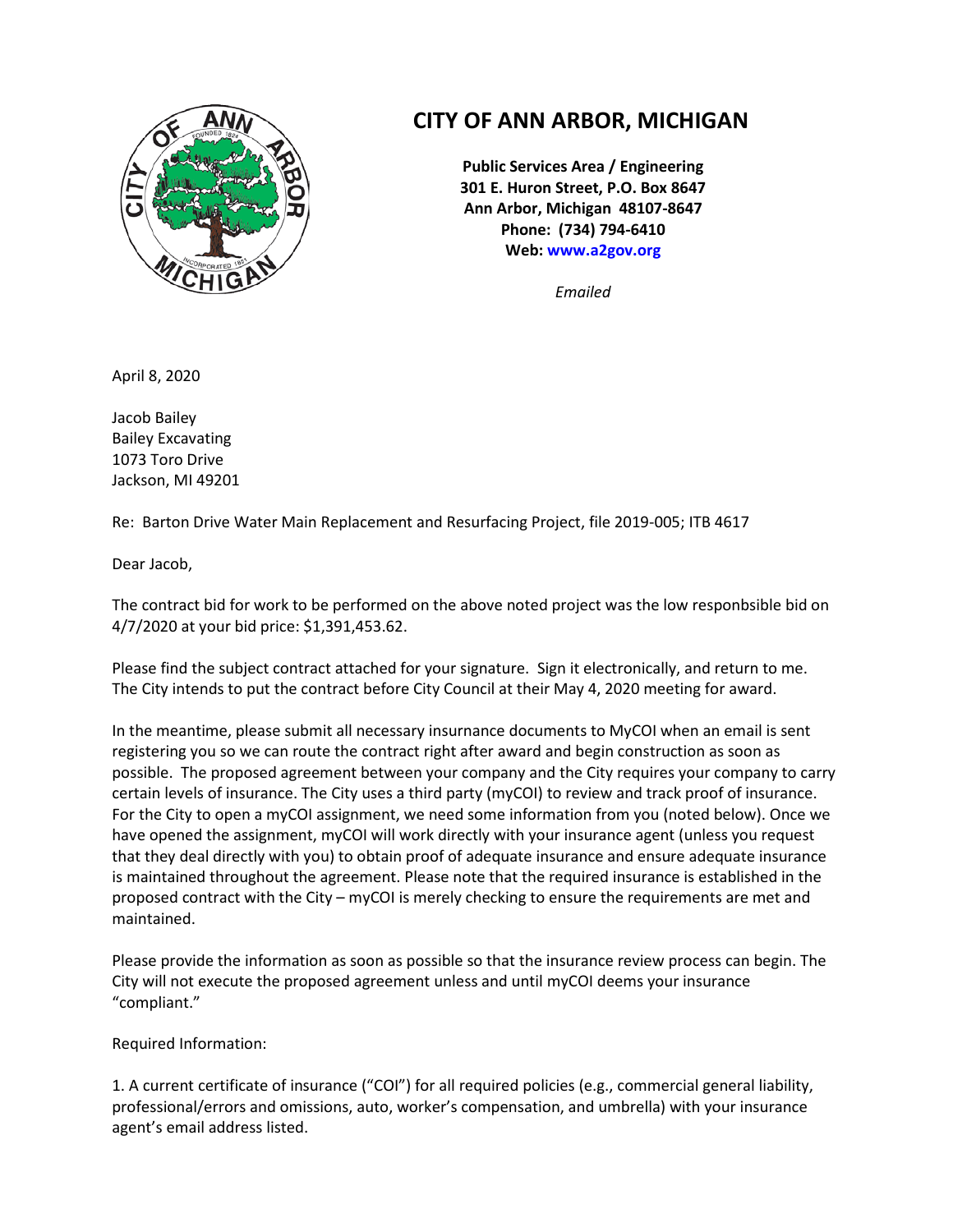# CITY OF ANN ARBOR, MICHIGAN

**Public Services Area / Engineering**
**301 E. Huron Street, P.O. Box 8647**
**Ann Arbor, Michigan 48107-8647**
**Phone: (734) 794-6410**
**Web: www.a2gov.org**

*Emailed*

April 8, 2020

Jacob Bailey
Bailey Excavating
1073 Toro Drive
Jackson, MI 49201

Re: Barton Drive Water Main Replacement and Resurfacing Project, file 2019-005; ITB 4617

Dear Jacob,

The contract bid for work to be performed on the above noted project was the low responbsible bid on 4/7/2020 at your bid price: $1,391,453.62.

Please find the subject contract attached for your signature. Sign it electronically, and return to me. The City intends to put the contract before City Council at their May 4, 2020 meeting for award.

In the meantime, please submit all necessary insurance documents to MyCOI when an email is sent registering you so we can route the contract right after award and begin construction as soon as possible. The proposed agreement between your company and the City requires your company to carry certain levels of insurance. The City uses a third party (myCOI) to review and track proof of insurance. For the City to open a myCOI assignment, we need some information from you (noted below). Once we have opened the assignment, myCOI will work directly with your insurance agent (unless you request that they deal directly with you) to obtain proof of adequate insurance and ensure adequate insurance is maintained throughout the agreement. Please note that the required insurance is established in the proposed contract with the City – myCOI is merely checking to ensure the requirements are met and maintained.

Please provide the information as soon as possible so that the insurance review process can begin. The City will not execute the proposed agreement unless and until myCOI deems your insurance "compliant."

Required Information:

1. A current certificate of insurance ("COI") for all required policies (e.g., commercial general liability, professional/errors and omissions, auto, worker's compensation, and umbrella) with your insurance agent's email address listed.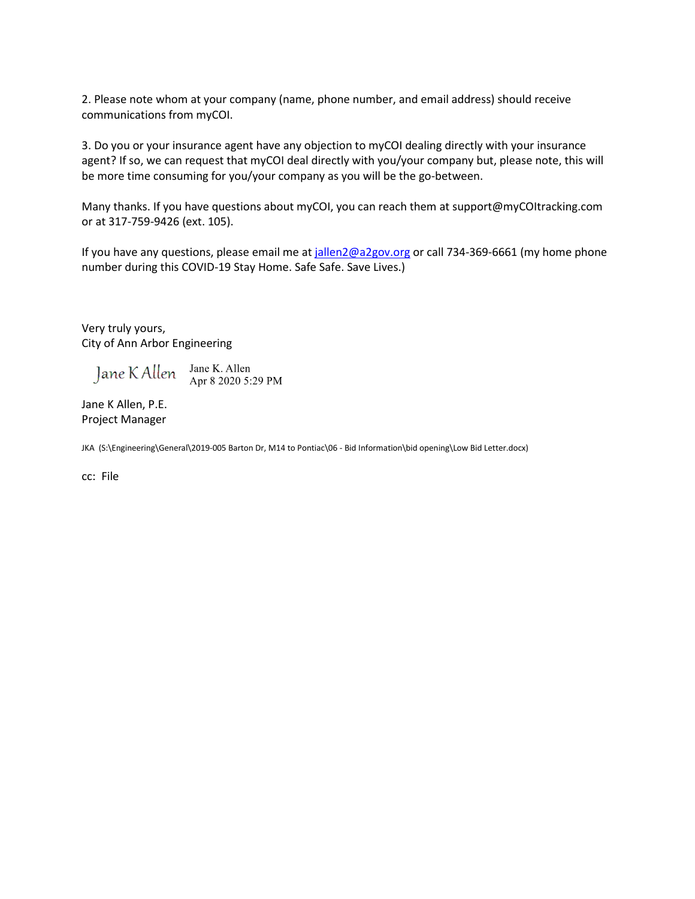2. Please note whom at your company (name, phone number, and email address) should receive communications from myCOI.

3. Do you or your insurance agent have any objection to myCOI dealing directly with your insurance agent? If so, we can request that myCOI deal directly with you/your company but, please note, this will be more time consuming for you/your company as you will be the go-between.

Many thanks. If you have questions about myCOI, you can reach them at support@myCOItracking.com or at 317-759-9426 (ext. 105).

If you have any questions, please email me at jallen2@a2gov.org or call 734-369-6661 (my home phone number during this COVID-19 Stay Home. Safe Safe. Save Lives.)

Very truly yours,
City of Ann Arbor Engineering

Jane K Allen  Jane K. Allen
Apr 8 2020 5:29 PM

Jane K Allen, P.E.
Project Manager

JKA (S:\Engineering\General\2019-005 Barton Dr, M14 to Pontiac\06 - Bid Information\bid opening\Low Bid Letter.docx)

cc: File